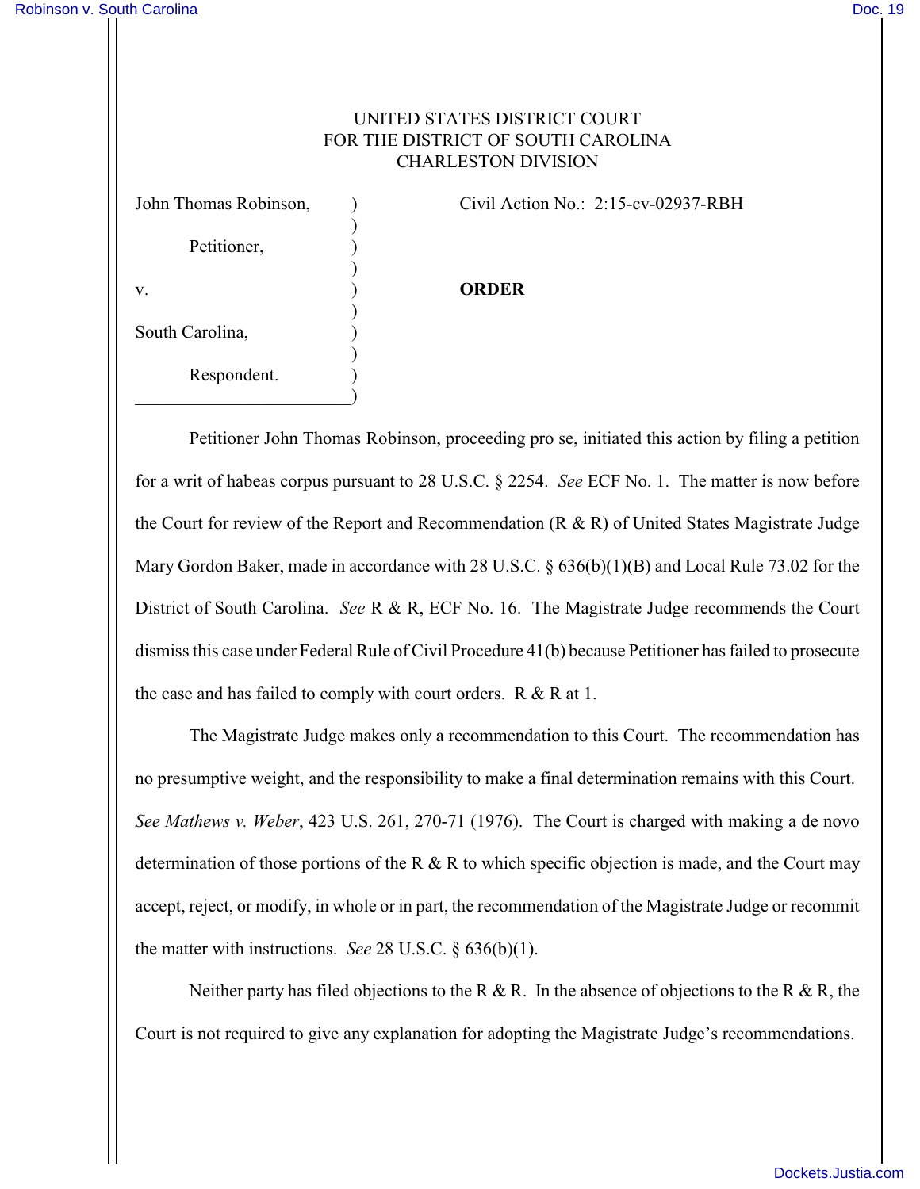UNITED STATES DISTRICT COURT
FOR THE DISTRICT OF SOUTH CAROLINA
CHARLESTON DIVISION

| | | |
|---|---|---|
| John Thomas Robinson, | ) | Civil Action No.: 2:15-cv-02937-RBH |
| | ) | |
| Petitioner, | ) | |
| | ) | |
| v. | ) | **ORDER** |
| | ) | |
| South Carolina, | ) | |
| | ) | |
| Respondent. | ) | |

Petitioner John Thomas Robinson, proceeding pro se, initiated this action by filing a petition for a writ of habeas corpus pursuant to 28 U.S.C. § 2254. *See* ECF No. 1. The matter is now before the Court for review of the Report and Recommendation (R & R) of United States Magistrate Judge Mary Gordon Baker, made in accordance with 28 U.S.C. § 636(b)(1)(B) and Local Rule 73.02 for the District of South Carolina. *See* R & R, ECF No. 16. The Magistrate Judge recommends the Court dismiss this case under Federal Rule of Civil Procedure 41(b) because Petitioner has failed to prosecute the case and has failed to comply with court orders. R & R at 1.

The Magistrate Judge makes only a recommendation to this Court. The recommendation has no presumptive weight, and the responsibility to make a final determination remains with this Court. *See Mathews v. Weber*, 423 U.S. 261, 270-71 (1976). The Court is charged with making a de novo determination of those portions of the R & R to which specific objection is made, and the Court may accept, reject, or modify, in whole or in part, the recommendation of the Magistrate Judge or recommit the matter with instructions. *See* 28 U.S.C. § 636(b)(1).

Neither party has filed objections to the R & R. In the absence of objections to the R & R, the Court is not required to give any explanation for adopting the Magistrate Judge's recommendations.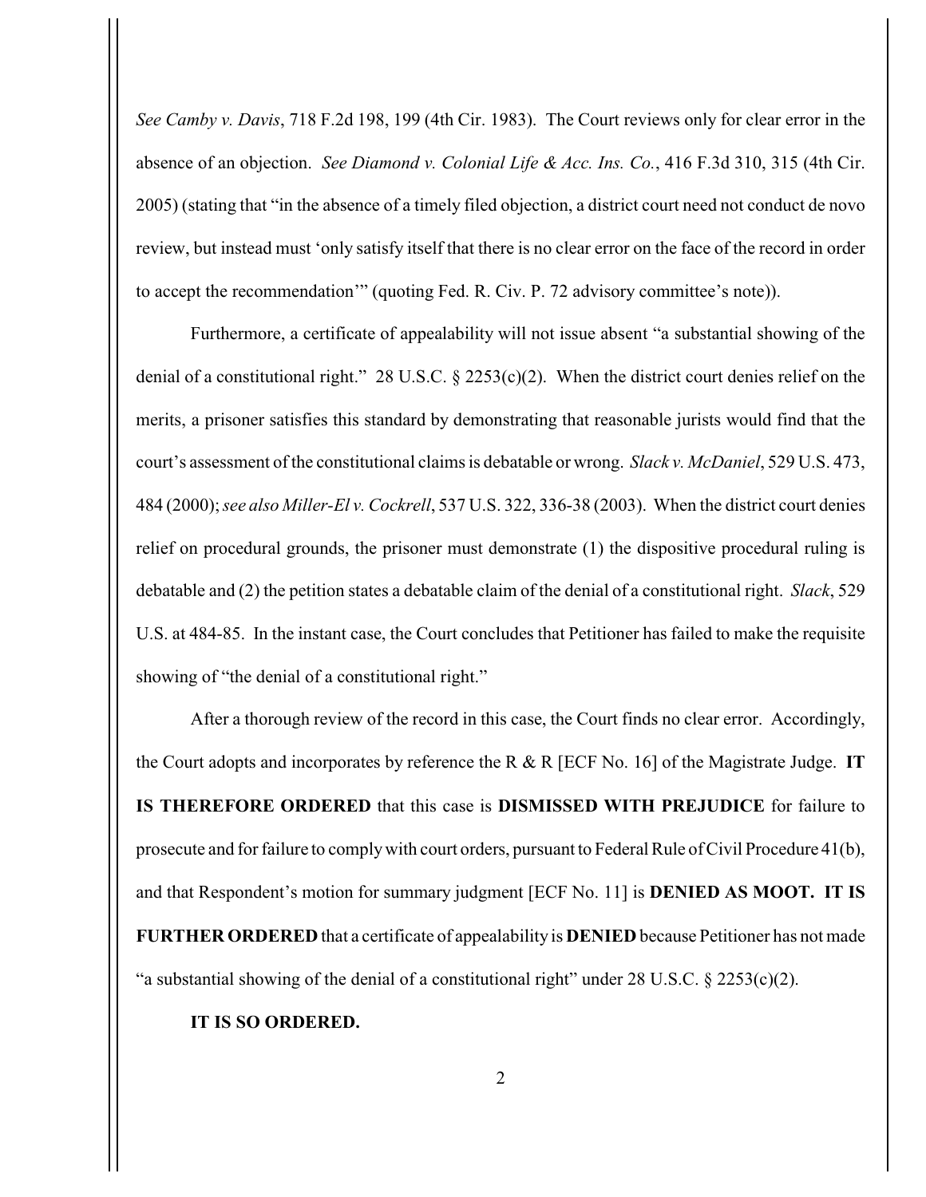*See Camby v. Davis*, 718 F.2d 198, 199 (4th Cir. 1983). The Court reviews only for clear error in the absence of an objection. *See Diamond v. Colonial Life & Acc. Ins. Co.*, 416 F.3d 310, 315 (4th Cir. 2005) (stating that "in the absence of a timely filed objection, a district court need not conduct de novo review, but instead must 'only satisfy itself that there is no clear error on the face of the record in order to accept the recommendation'" (quoting Fed. R. Civ. P. 72 advisory committee's note)).

Furthermore, a certificate of appealability will not issue absent "a substantial showing of the denial of a constitutional right." 28 U.S.C. § 2253(c)(2). When the district court denies relief on the merits, a prisoner satisfies this standard by demonstrating that reasonable jurists would find that the court's assessment of the constitutional claims is debatable or wrong. *Slack v. McDaniel*, 529 U.S. 473, 484 (2000); *see also Miller-El v. Cockrell*, 537 U.S. 322, 336-38 (2003). When the district court denies relief on procedural grounds, the prisoner must demonstrate (1) the dispositive procedural ruling is debatable and (2) the petition states a debatable claim of the denial of a constitutional right. *Slack*, 529 U.S. at 484-85. In the instant case, the Court concludes that Petitioner has failed to make the requisite showing of "the denial of a constitutional right."

After a thorough review of the record in this case, the Court finds no clear error. Accordingly, the Court adopts and incorporates by reference the R & R [ECF No. 16] of the Magistrate Judge. **IT IS THEREFORE ORDERED** that this case is **DISMISSED WITH PREJUDICE** for failure to prosecute and for failure to comply with court orders, pursuant to Federal Rule of Civil Procedure 41(b), and that Respondent's motion for summary judgment [ECF No. 11] is **DENIED AS MOOT. IT IS FURTHER ORDERED** that a certificate of appealability is **DENIED** because Petitioner has not made "a substantial showing of the denial of a constitutional right" under 28 U.S.C. § 2253(c)(2).

**IT IS SO ORDERED.**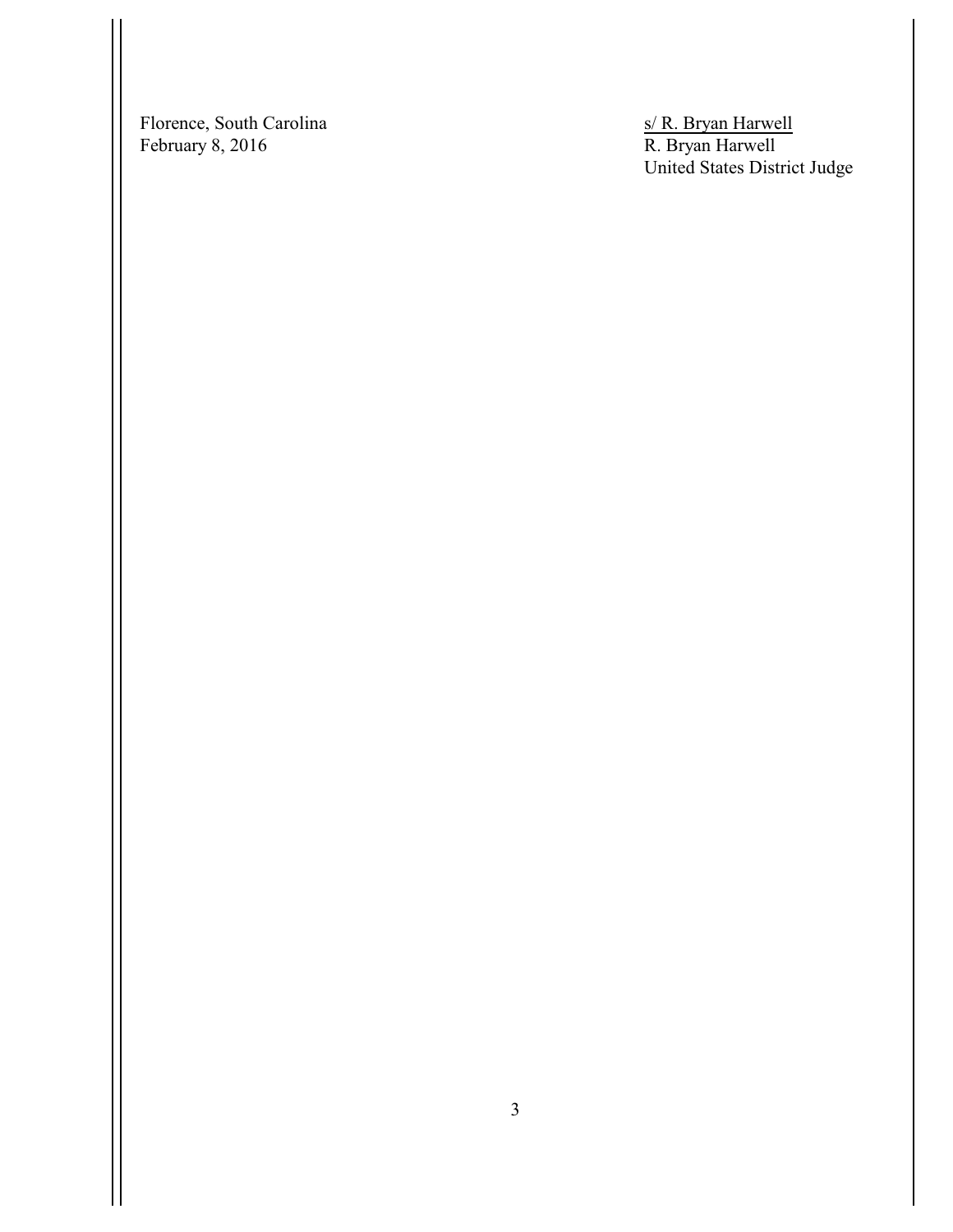Florence, South Carolina
February 8, 2016

s/ R. Bryan Harwell
R. Bryan Harwell
United States District Judge